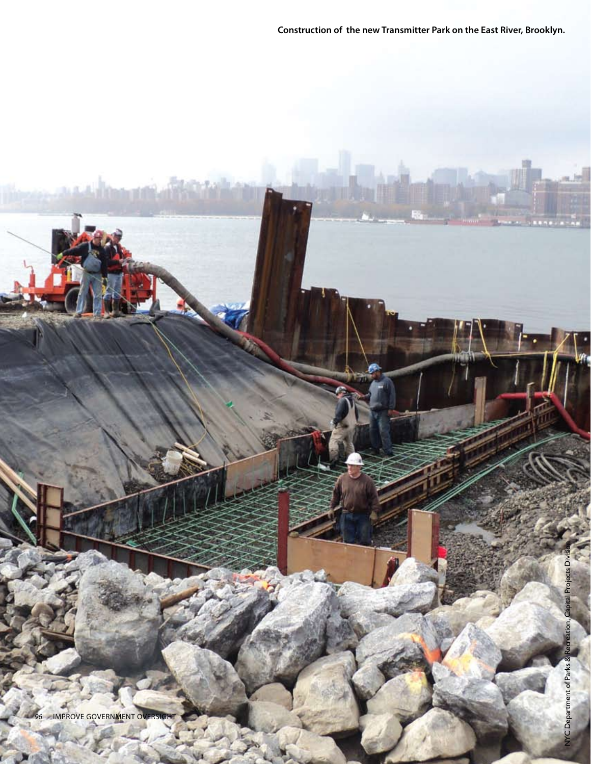Construction of the new Transmitter Park on the East River, Brooklyn.

NYC Department of Parks & Recreation, Capital Projects Division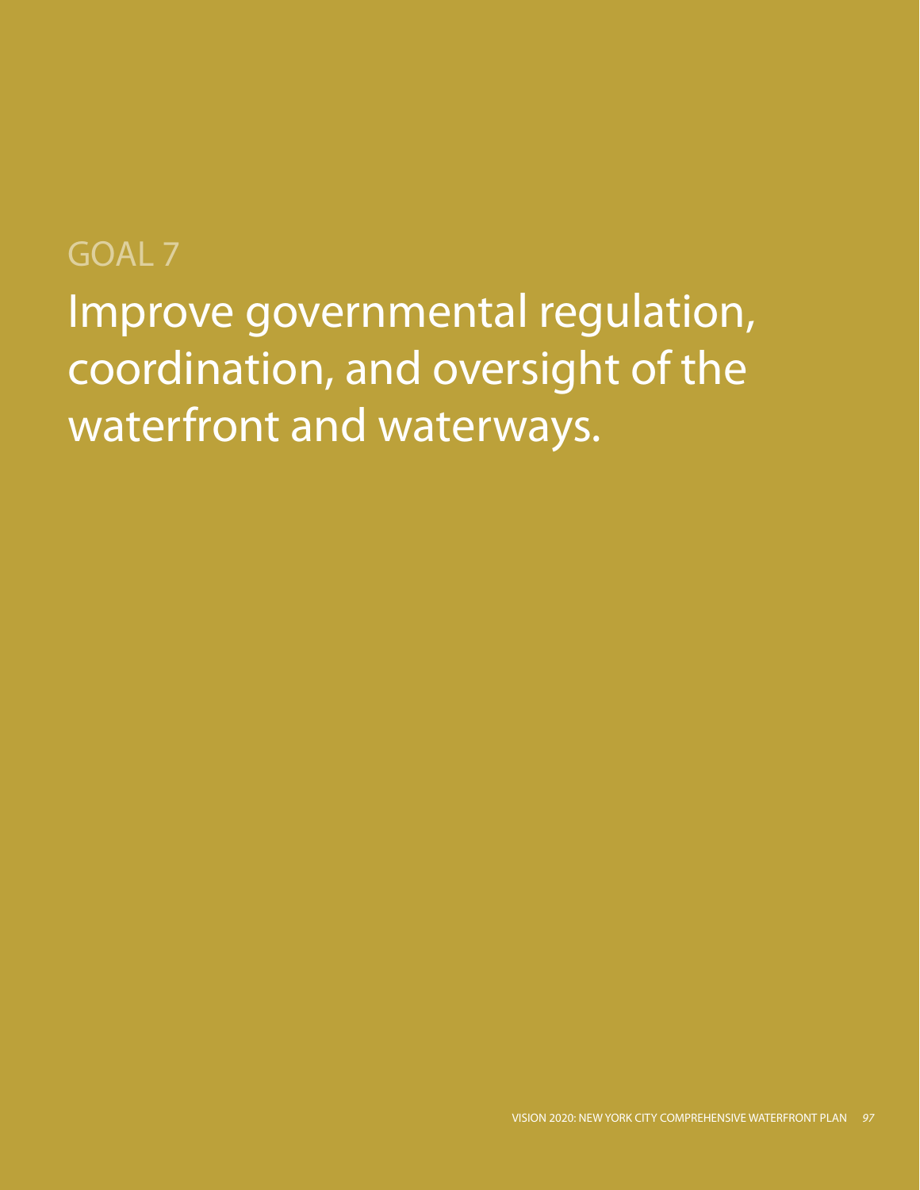# GOAL 7

## Improve governmental regulation, coordination, and oversight of the waterfront and waterways.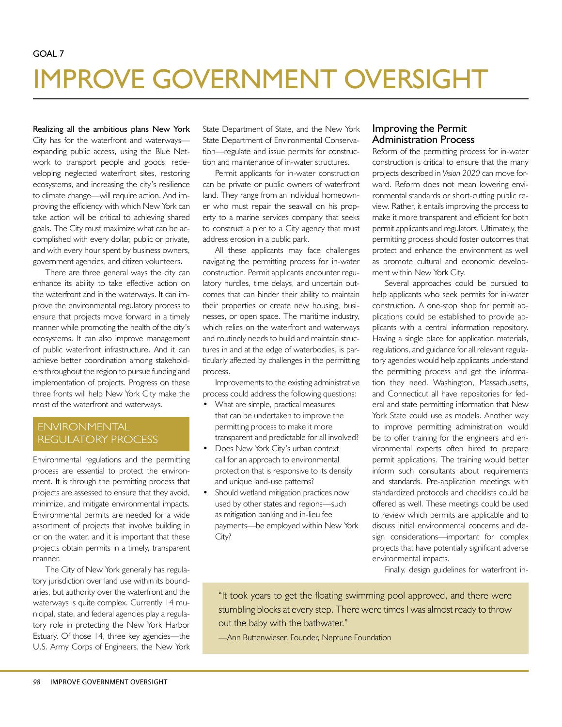GOAL 7

# IMPROVE GOVERNMENT OVERSIGHT

**Realizing all the ambitious plans New York** City has for the waterfront and waterways—expanding public access, using the Blue Network to transport people and goods, redeveloping neglected waterfront sites, restoring ecosystems, and increasing the city's resilience to climate change—will require action. And improving the efficiency with which New York can take action will be critical to achieving shared goals. The City must maximize what can be accomplished with every dollar, public or private, and with every hour spent by business owners, government agencies, and citizen volunteers.

There are three general ways the city can enhance its ability to take effective action on the waterfront and in the waterways. It can improve the environmental regulatory process to ensure that projects move forward in a timely manner while promoting the health of the city's ecosystems. It can also improve management of public waterfront infrastructure. And it can achieve better coordination among stakeholders throughout the region to pursue funding and implementation of projects. Progress on these three fronts will help New York City make the most of the waterfront and waterways.

## ENVIRONMENTAL REGULATORY PROCESS

Environmental regulations and the permitting process are essential to protect the environment. It is through the permitting process that projects are assessed to ensure that they avoid, minimize, and mitigate environmental impacts. Environmental permits are needed for a wide assortment of projects that involve building in or on the water, and it is important that these projects obtain permits in a timely, transparent manner.

The City of New York generally has regulatory jurisdiction over land use within its boundaries, but authority over the waterfront and the waterways is quite complex. Currently 14 municipal, state, and federal agencies play a regulatory role in protecting the New York Harbor Estuary. Of those 14, three key agencies—the U.S. Army Corps of Engineers, the New York State Department of State, and the New York State Department of Environmental Conservation—regulate and issue permits for construction and maintenance of in-water structures.

Permit applicants for in-water construction can be private or public owners of waterfront land. They range from an individual homeowner who must repair the seawall on his property to a marine services company that seeks to construct a pier to a City agency that must address erosion in a public park.

All these applicants may face challenges navigating the permitting process for in-water construction. Permit applicants encounter regulatory hurdles, time delays, and uncertain outcomes that can hinder their ability to maintain their properties or create new housing, businesses, or open space. The maritime industry, which relies on the waterfront and waterways and routinely needs to build and maintain structures in and at the edge of waterbodies, is particularly affected by challenges in the permitting process.

Improvements to the existing administrative process could address the following questions:

- What are simple, practical measures that can be undertaken to improve the permitting process to make it more transparent and predictable for all involved?
- Does New York City's urban context call for an approach to environmental protection that is responsive to its density and unique land-use patterns?
- Should wetland mitigation practices now used by other states and regions—such as mitigation banking and in-lieu fee payments—be employed within New York City?

### Improving the Permit Administration Process

Reform of the permitting process for in-water construction is critical to ensure that the many projects described in *Vision 2020* can move forward. Reform does not mean lowering environmental standards or short-cutting public review. Rather, it entails improving the process to make it more transparent and efficient for both permit applicants and regulators. Ultimately, the permitting process should foster outcomes that protect and enhance the environment as well as promote cultural and economic development within New York City.

Several approaches could be pursued to help applicants who seek permits for in-water construction. A one-stop shop for permit applications could be established to provide applicants with a central information repository. Having a single place for application materials, regulations, and guidance for all relevant regulatory agencies would help applicants understand the permitting process and get the information they need. Washington, Massachusetts, and Connecticut all have repositories for federal and state permitting information that New York State could use as models. Another way to improve permitting administration would be to offer training for the engineers and environmental experts often hired to prepare permit applications. The training would better inform such consultants about requirements and standards. Pre-application meetings with standardized protocols and checklists could be offered as well. These meetings could be used to review which permits are applicable and to discuss initial environmental concerns and design considerations—important for complex projects that have potentially significant adverse environmental impacts.

Finally, design guidelines for waterfront in-

> "It took years to get the floating swimming pool approved, and there were stumbling blocks at every step. There were times I was almost ready to throw out the baby with the bathwater."
>
> —Ann Buttenwieser, Founder, Neptune Foundation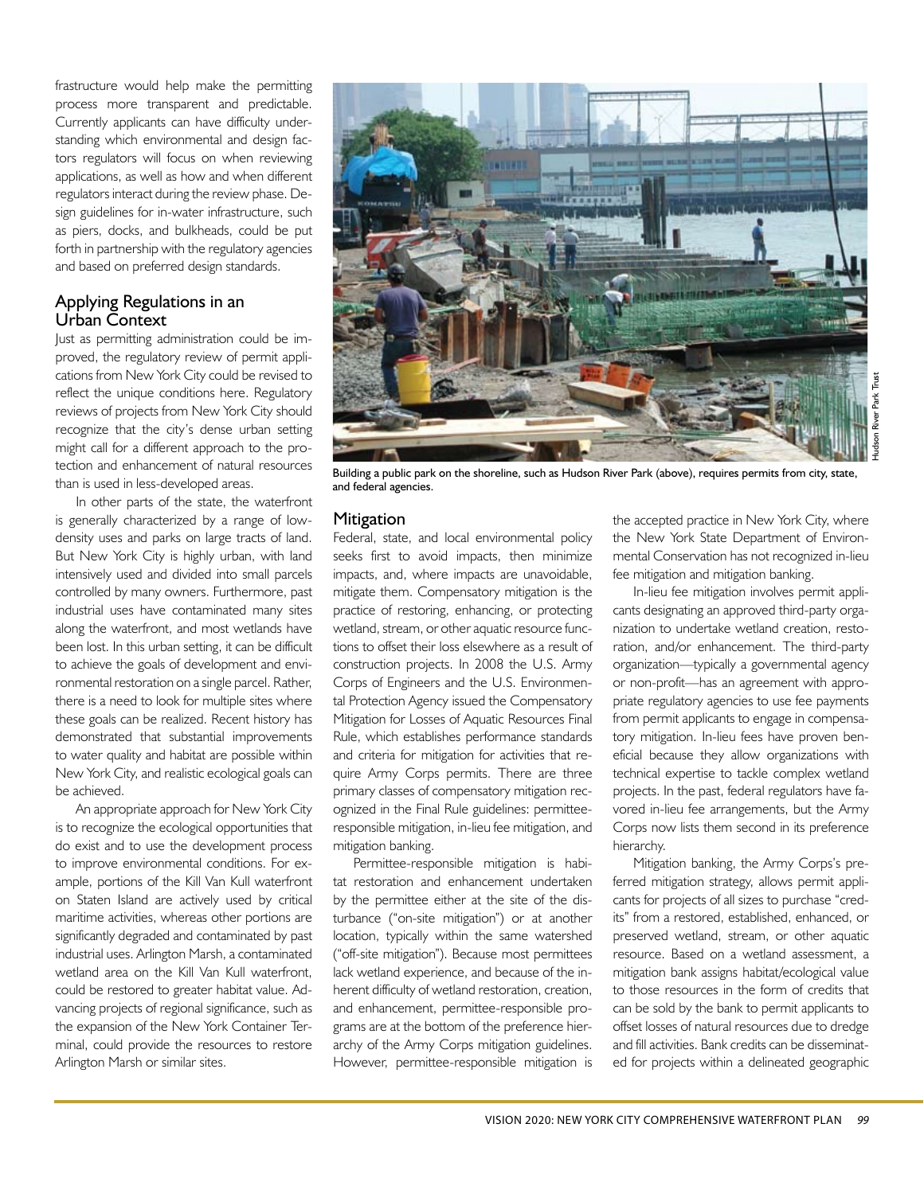frastructure would help make the permitting process more transparent and predictable. Currently applicants can have difficulty understanding which environmental and design factors regulators will focus on when reviewing applications, as well as how and when different regulators interact during the review phase. Design guidelines for in-water infrastructure, such as piers, docks, and bulkheads, could be put forth in partnership with the regulatory agencies and based on preferred design standards.

## Applying Regulations in an Urban Context

Just as permitting administration could be improved, the regulatory review of permit applications from New York City could be revised to reflect the unique conditions here. Regulatory reviews of projects from New York City should recognize that the city's dense urban setting might call for a different approach to the protection and enhancement of natural resources than is used in less-developed areas.

In other parts of the state, the waterfront is generally characterized by a range of low-density uses and parks on large tracts of land. But New York City is highly urban, with land intensively used and divided into small parcels controlled by many owners. Furthermore, past industrial uses have contaminated many sites along the waterfront, and most wetlands have been lost. In this urban setting, it can be difficult to achieve the goals of development and environmental restoration on a single parcel. Rather, there is a need to look for multiple sites where these goals can be realized. Recent history has demonstrated that substantial improvements to water quality and habitat are possible within New York City, and realistic ecological goals can be achieved.

An appropriate approach for New York City is to recognize the ecological opportunities that do exist and to use the development process to improve environmental conditions. For example, portions of the Kill Van Kull waterfront on Staten Island are actively used by critical maritime activities, whereas other portions are significantly degraded and contaminated by past industrial uses. Arlington Marsh, a contaminated wetland area on the Kill Van Kull waterfront, could be restored to greater habitat value. Advancing projects of regional significance, such as the expansion of the New York Container Terminal, could provide the resources to restore Arlington Marsh or similar sites.

Building a public park on the shoreline, such as Hudson River Park (above), requires permits from city, state, and federal agencies.

Hudson River Park Trust

### Mitigation

Federal, state, and local environmental policy seeks first to avoid impacts, then minimize impacts, and, where impacts are unavoidable, mitigate them. Compensatory mitigation is the practice of restoring, enhancing, or protecting wetland, stream, or other aquatic resource functions to offset their loss elsewhere as a result of construction projects. In 2008 the U.S. Army Corps of Engineers and the U.S. Environmental Protection Agency issued the Compensatory Mitigation for Losses of Aquatic Resources Final Rule, which establishes performance standards and criteria for mitigation for activities that require Army Corps permits. There are three primary classes of compensatory mitigation recognized in the Final Rule guidelines: permittee-responsible mitigation, in-lieu fee mitigation, and mitigation banking.

Permittee-responsible mitigation is habitat restoration and enhancement undertaken by the permittee either at the site of the disturbance ("on-site mitigation") or at another location, typically within the same watershed ("off-site mitigation"). Because most permittees lack wetland experience, and because of the inherent difficulty of wetland restoration, creation, and enhancement, permittee-responsible programs are at the bottom of the preference hierarchy of the Army Corps mitigation guidelines. However, permittee-responsible mitigation is the accepted practice in New York City, where the New York State Department of Environmental Conservation has not recognized in-lieu fee mitigation and mitigation banking.

In-lieu fee mitigation involves permit applicants designating an approved third-party organization to undertake wetland creation, restoration, and/or enhancement. The third-party organization—typically a governmental agency or non-profit—has an agreement with appropriate regulatory agencies to use fee payments from permit applicants to engage in compensatory mitigation. In-lieu fees have proven beneficial because they allow organizations with technical expertise to tackle complex wetland projects. In the past, federal regulators have favored in-lieu fee arrangements, but the Army Corps now lists them second in its preference hierarchy.

Mitigation banking, the Army Corps's preferred mitigation strategy, allows permit applicants for projects of all sizes to purchase "credits" from a restored, established, enhanced, or preserved wetland, stream, or other aquatic resource. Based on a wetland assessment, a mitigation bank assigns habitat/ecological value to those resources in the form of credits that can be sold by the bank to permit applicants to offset losses of natural resources due to dredge and fill activities. Bank credits can be disseminated for projects within a delineated geographic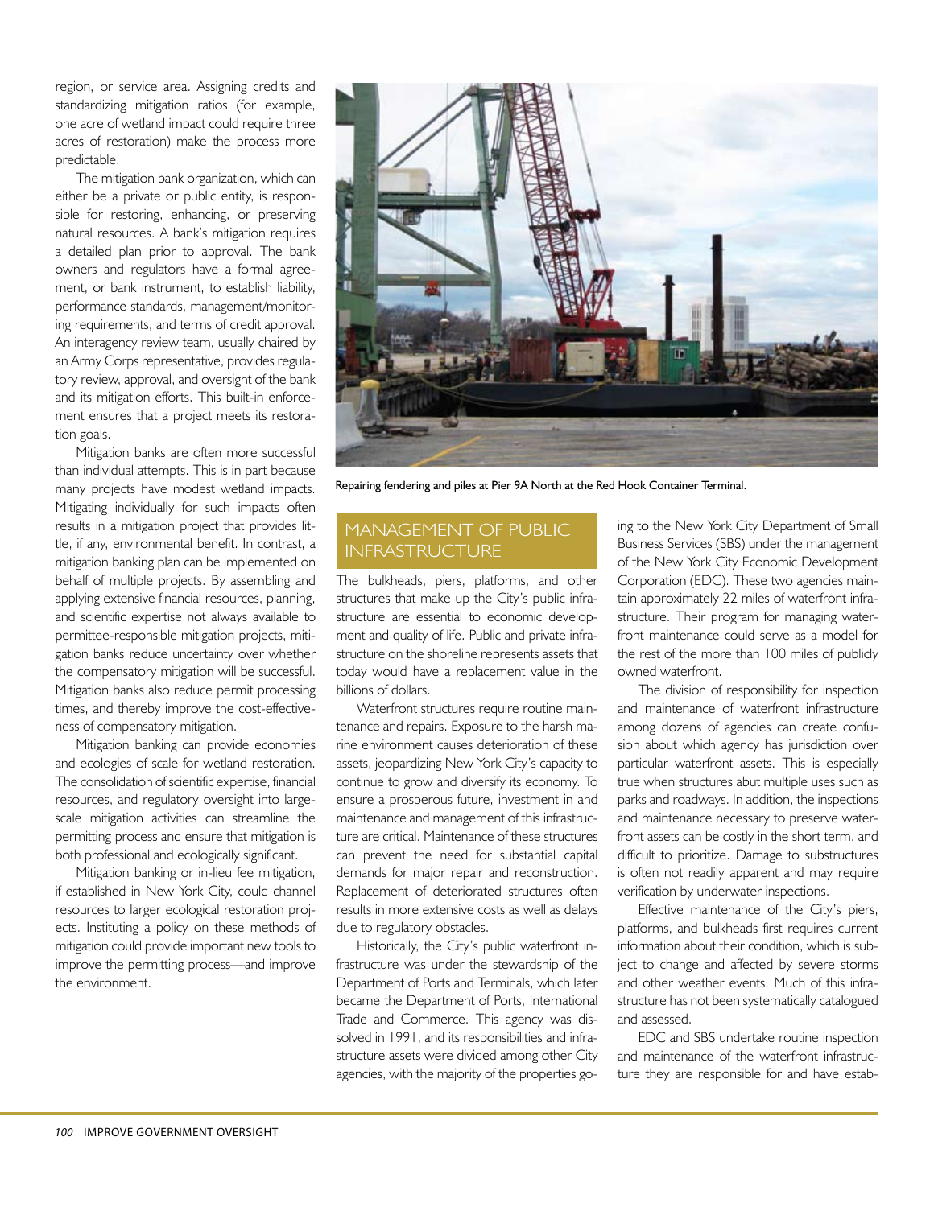region, or service area. Assigning credits and standardizing mitigation ratios (for example, one acre of wetland impact could require three acres of restoration) make the process more predictable.

The mitigation bank organization, which can either be a private or public entity, is responsible for restoring, enhancing, or preserving natural resources. A bank's mitigation requires a detailed plan prior to approval. The bank owners and regulators have a formal agreement, or bank instrument, to establish liability, performance standards, management/monitoring requirements, and terms of credit approval. An interagency review team, usually chaired by an Army Corps representative, provides regulatory review, approval, and oversight of the bank and its mitigation efforts. This built-in enforcement ensures that a project meets its restoration goals.

Mitigation banks are often more successful than individual attempts. This is in part because many projects have modest wetland impacts. Mitigating individually for such impacts often results in a mitigation project that provides little, if any, environmental benefit. In contrast, a mitigation banking plan can be implemented on behalf of multiple projects. By assembling and applying extensive financial resources, planning, and scientific expertise not always available to permittee-responsible mitigation projects, mitigation banks reduce uncertainty over whether the compensatory mitigation will be successful. Mitigation banks also reduce permit processing times, and thereby improve the cost-effectiveness of compensatory mitigation.

Mitigation banking can provide economies and ecologies of scale for wetland restoration. The consolidation of scientific expertise, financial resources, and regulatory oversight into large-scale mitigation activities can streamline the permitting process and ensure that mitigation is both professional and ecologically significant.

Mitigation banking or in-lieu fee mitigation, if established in New York City, could channel resources to larger ecological restoration projects. Instituting a policy on these methods of mitigation could provide important new tools to improve the permitting process—and improve the environment.

Repairing fendering and piles at Pier 9A North at the Red Hook Container Terminal.

## MANAGEMENT OF PUBLIC INFRASTRUCTURE

The bulkheads, piers, platforms, and other structures that make up the City's public infrastructure are essential to economic development and quality of life. Public and private infrastructure on the shoreline represents assets that today would have a replacement value in the billions of dollars.

Waterfront structures require routine maintenance and repairs. Exposure to the harsh marine environment causes deterioration of these assets, jeopardizing New York City's capacity to continue to grow and diversify its economy. To ensure a prosperous future, investment in and maintenance and management of this infrastructure are critical. Maintenance of these structures can prevent the need for substantial capital demands for major repair and reconstruction. Replacement of deteriorated structures often results in more extensive costs as well as delays due to regulatory obstacles.

Historically, the City's public waterfront infrastructure was under the stewardship of the Department of Ports and Terminals, which later became the Department of Ports, International Trade and Commerce. This agency was dissolved in 1991, and its responsibilities and infrastructure assets were divided among other City agencies, with the majority of the properties going to the New York City Department of Small Business Services (SBS) under the management of the New York City Economic Development Corporation (EDC). These two agencies maintain approximately 22 miles of waterfront infrastructure. Their program for managing waterfront maintenance could serve as a model for the rest of the more than 100 miles of publicly owned waterfront.

The division of responsibility for inspection and maintenance of waterfront infrastructure among dozens of agencies can create confusion about which agency has jurisdiction over particular waterfront assets. This is especially true when structures abut multiple uses such as parks and roadways. In addition, the inspections and maintenance necessary to preserve waterfront assets can be costly in the short term, and difficult to prioritize. Damage to substructures is often not readily apparent and may require verification by underwater inspections.

Effective maintenance of the City's piers, platforms, and bulkheads first requires current information about their condition, which is subject to change and affected by severe storms and other weather events. Much of this infrastructure has not been systematically catalogued and assessed.

EDC and SBS undertake routine inspection and maintenance of the waterfront infrastructure they are responsible for and have estab-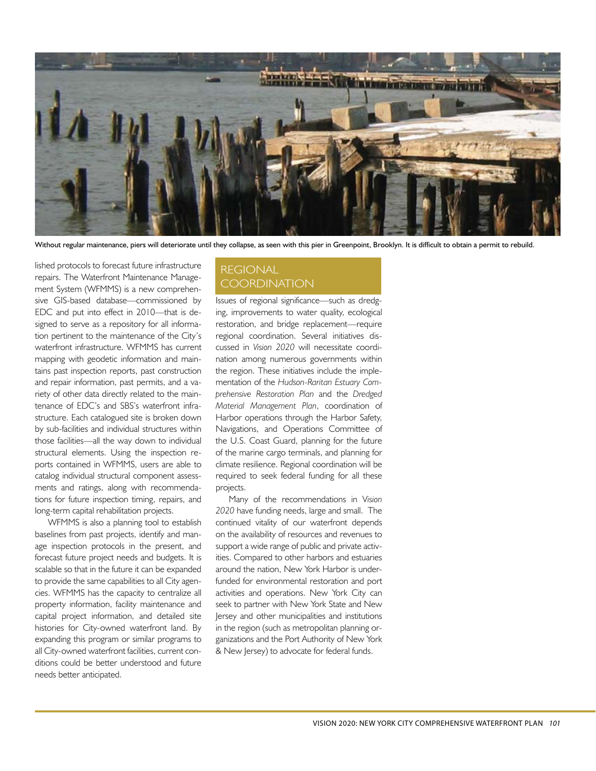Without regular maintenance, piers will deteriorate until they collapse, as seen with this pier in Greenpoint, Brooklyn. It is difficult to obtain a permit to rebuild.

lished protocols to forecast future infrastructure repairs. The Waterfront Maintenance Management System (WFMMS) is a new comprehensive GIS-based database—commissioned by EDC and put into effect in 2010—that is designed to serve as a repository for all information pertinent to the maintenance of the City's waterfront infrastructure. WFMMS has current mapping with geodetic information and maintains past inspection reports, past construction and repair information, past permits, and a variety of other data directly related to the maintenance of EDC's and SBS's waterfront infrastructure. Each catalogued site is broken down by sub-facilities and individual structures within those facilities—all the way down to individual structural elements. Using the inspection reports contained in WFMMS, users are able to catalog individual structural component assessments and ratings, along with recommendations for future inspection timing, repairs, and long-term capital rehabilitation projects.

WFMMS is also a planning tool to establish baselines from past projects, identify and manage inspection protocols in the present, and forecast future project needs and budgets. It is scalable so that in the future it can be expanded to provide the same capabilities to all City agencies. WFMMS has the capacity to centralize all property information, facility maintenance and capital project information, and detailed site histories for City-owned waterfront land. By expanding this program or similar programs to all City-owned waterfront facilities, current conditions could be better understood and future needs better anticipated.

## REGIONAL COORDINATION

Issues of regional significance—such as dredging, improvements to water quality, ecological restoration, and bridge replacement—require regional coordination. Several initiatives discussed in *Vision 2020* will necessitate coordination among numerous governments within the region. These initiatives include the implementation of the *Hudson-Raritan Estuary Comprehensive Restoration Plan* and the *Dredged Material Management Plan*, coordination of Harbor operations through the Harbor Safety, Navigations, and Operations Committee of the U.S. Coast Guard, planning for the future of the marine cargo terminals, and planning for climate resilience. Regional coordination will be required to seek federal funding for all these projects.

Many of the recommendations in *Vision 2020* have funding needs, large and small. The continued vitality of our waterfront depends on the availability of resources and revenues to support a wide range of public and private activities. Compared to other harbors and estuaries around the nation, New York Harbor is underfunded for environmental restoration and port activities and operations. New York City can seek to partner with New York State and New Jersey and other municipalities and institutions in the region (such as metropolitan planning organizations and the Port Authority of New York & New Jersey) to advocate for federal funds.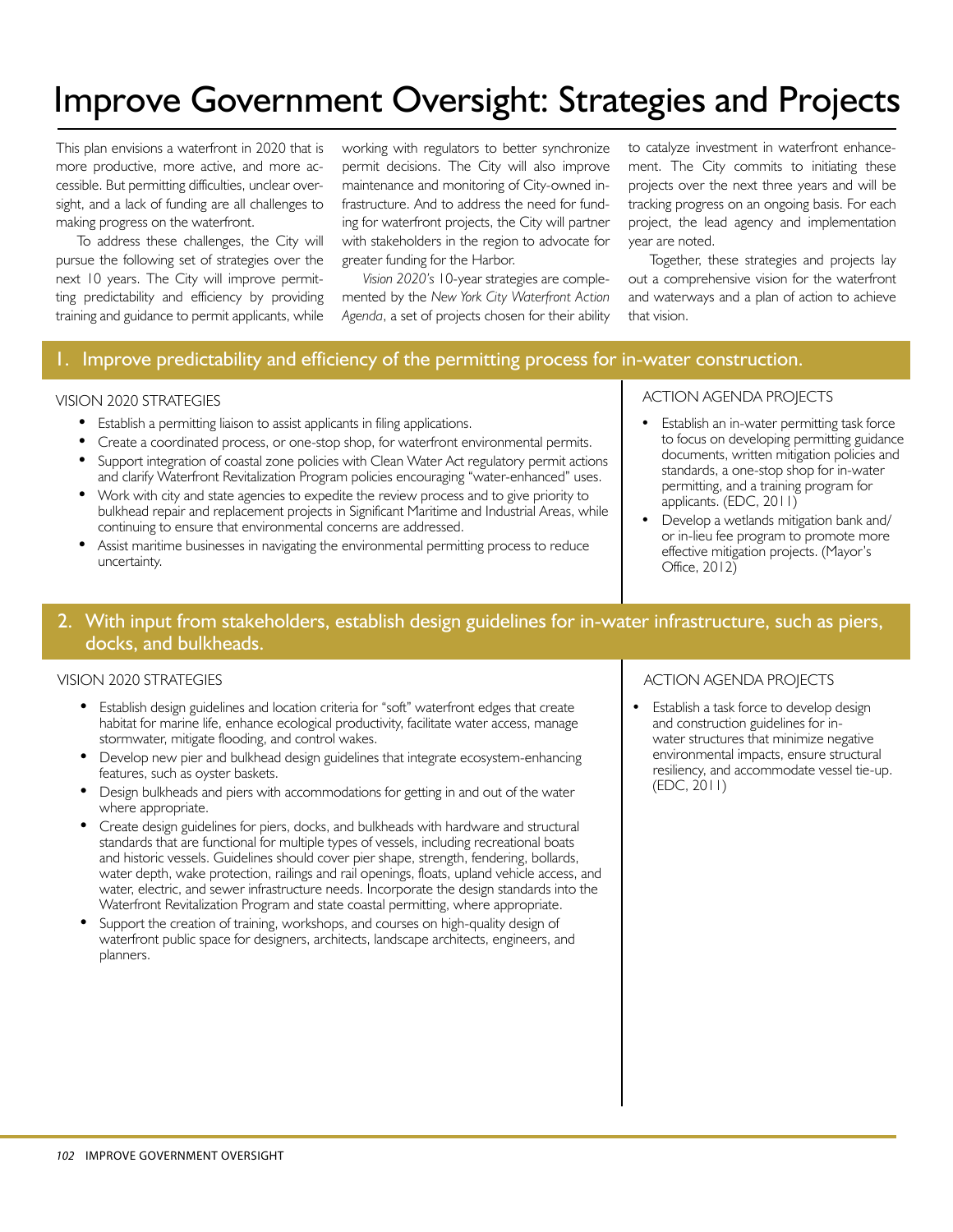# Improve Government Oversight: Strategies and Projects

This plan envisions a waterfront in 2020 that is more productive, more active, and more accessible. But permitting difficulties, unclear oversight, and a lack of funding are all challenges to making progress on the waterfront.

To address these challenges, the City will pursue the following set of strategies over the next 10 years. The City will improve permitting predictability and efficiency by providing training and guidance to permit applicants, while working with regulators to better synchronize permit decisions. The City will also improve maintenance and monitoring of City-owned infrastructure. And to address the need for funding for waterfront projects, the City will partner with stakeholders in the region to advocate for greater funding for the Harbor.

*Vision 2020's* 10-year strategies are complemented by the *New York City Waterfront Action Agenda*, a set of projects chosen for their ability to catalyze investment in waterfront enhancement. The City commits to initiating these projects over the next three years and will be tracking progress on an ongoing basis. For each project, the lead agency and implementation year are noted.

Together, these strategies and projects lay out a comprehensive vision for the waterfront and waterways and a plan of action to achieve that vision.

## 1. Improve predictability and efficiency of the permitting process for in-water construction.

### VISION 2020 STRATEGIES

- Establish a permitting liaison to assist applicants in filing applications.
- Create a coordinated process, or one-stop shop, for waterfront environmental permits.
- Support integration of coastal zone policies with Clean Water Act regulatory permit actions and clarify Waterfront Revitalization Program policies encouraging "water-enhanced" uses.
- Work with city and state agencies to expedite the review process and to give priority to bulkhead repair and replacement projects in Significant Maritime and Industrial Areas, while continuing to ensure that environmental concerns are addressed.
- Assist maritime businesses in navigating the environmental permitting process to reduce uncertainty.

### ACTION AGENDA PROJECTS

- Establish an in-water permitting task force to focus on developing permitting guidance documents, written mitigation policies and standards, a one-stop shop for in-water permitting, and a training program for applicants. (EDC, 2011)
- Develop a wetlands mitigation bank and/or in-lieu fee program to promote more effective mitigation projects. (Mayor's Office, 2012)

## 2. With input from stakeholders, establish design guidelines for in-water infrastructure, such as piers, docks, and bulkheads.

### VISION 2020 STRATEGIES

- Establish design guidelines and location criteria for "soft" waterfront edges that create habitat for marine life, enhance ecological productivity, facilitate water access, manage stormwater, mitigate flooding, and control wakes.
- Develop new pier and bulkhead design guidelines that integrate ecosystem-enhancing features, such as oyster baskets.
- Design bulkheads and piers with accommodations for getting in and out of the water where appropriate.
- Create design guidelines for piers, docks, and bulkheads with hardware and structural standards that are functional for multiple types of vessels, including recreational boats and historic vessels. Guidelines should cover pier shape, strength, fendering, bollards, water depth, wake protection, railings and rail openings, floats, upland vehicle access, and water, electric, and sewer infrastructure needs. Incorporate the design standards into the Waterfront Revitalization Program and state coastal permitting, where appropriate.
- Support the creation of training, workshops, and courses on high-quality design of waterfront public space for designers, architects, landscape architects, engineers, and planners.

### ACTION AGENDA PROJECTS

- Establish a task force to develop design and construction guidelines for in-water structures that minimize negative environmental impacts, ensure structural resiliency, and accommodate vessel tie-up. (EDC, 2011)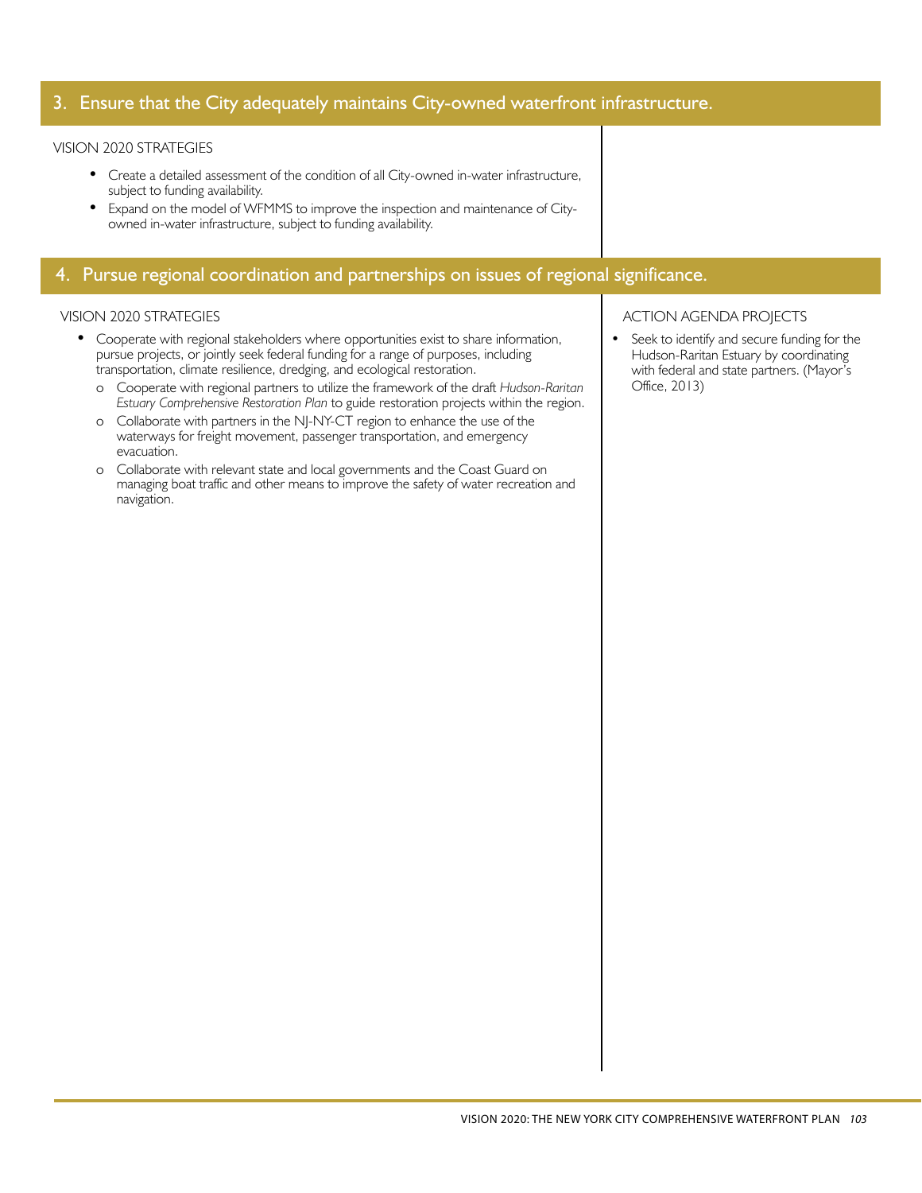## 3. Ensure that the City adequately maintains City-owned waterfront infrastructure.

VISION 2020 STRATEGIES

- Create a detailed assessment of the condition of all City-owned in-water infrastructure, subject to funding availability.
- Expand on the model of WFMMS to improve the inspection and maintenance of City-owned in-water infrastructure, subject to funding availability.

## 4. Pursue regional coordination and partnerships on issues of regional significance.

VISION 2020 STRATEGIES

- Cooperate with regional stakeholders where opportunities exist to share information, pursue projects, or jointly seek federal funding for a range of purposes, including transportation, climate resilience, dredging, and ecological restoration.
  - Cooperate with regional partners to utilize the framework of the draft *Hudson-Raritan Estuary Comprehensive Restoration Plan* to guide restoration projects within the region.
  - Collaborate with partners in the NJ-NY-CT region to enhance the use of the waterways for freight movement, passenger transportation, and emergency evacuation.
  - Collaborate with relevant state and local governments and the Coast Guard on managing boat traffic and other means to improve the safety of water recreation and navigation.

ACTION AGENDA PROJECTS

- Seek to identify and secure funding for the Hudson-Raritan Estuary by coordinating with federal and state partners. (Mayor's Office, 2013)